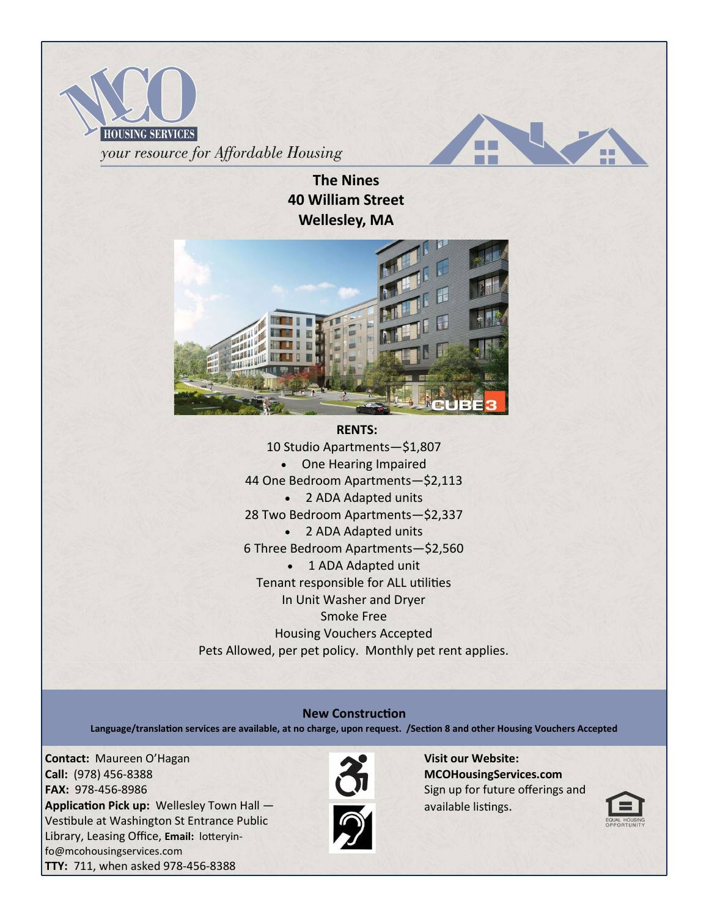MCO HOUSING SERVICES

*your resource for Affordable Housing*

**The Nines**
**40 William Street**
**Wellesley, MA**

**RENTS:**

10 Studio Apartments—$1,807

- One Hearing Impaired

44 One Bedroom Apartments—$2,113

- 2 ADA Adapted units

28 Two Bedroom Apartments—$2,337

- 2 ADA Adapted units

6 Three Bedroom Apartments—$2,560

- 1 ADA Adapted unit

Tenant responsible for ALL utilities
In Unit Washer and Dryer
Smoke Free
Housing Vouchers Accepted
Pets Allowed, per pet policy. Monthly pet rent applies.

**New Construction**

**Language/translation services are available, at no charge, upon request. /Section 8 and other Housing Vouchers Accepted**

**Contact:** Maureen O'Hagan
**Call:** (978) 456-8388
**FAX:** 978-456-8986
**Application Pick up:** Wellesley Town Hall — Vestibule at Washington St Entrance Public Library, Leasing Office, **Email:** lotteryinfo@mcohousingservices.com
**TTY:** 711, when asked 978-456-8388

**Visit our Website:**
**MCOHousingServices.com**
Sign up for future offerings and available listings.

EQUAL HOUSING OPPORTUNITY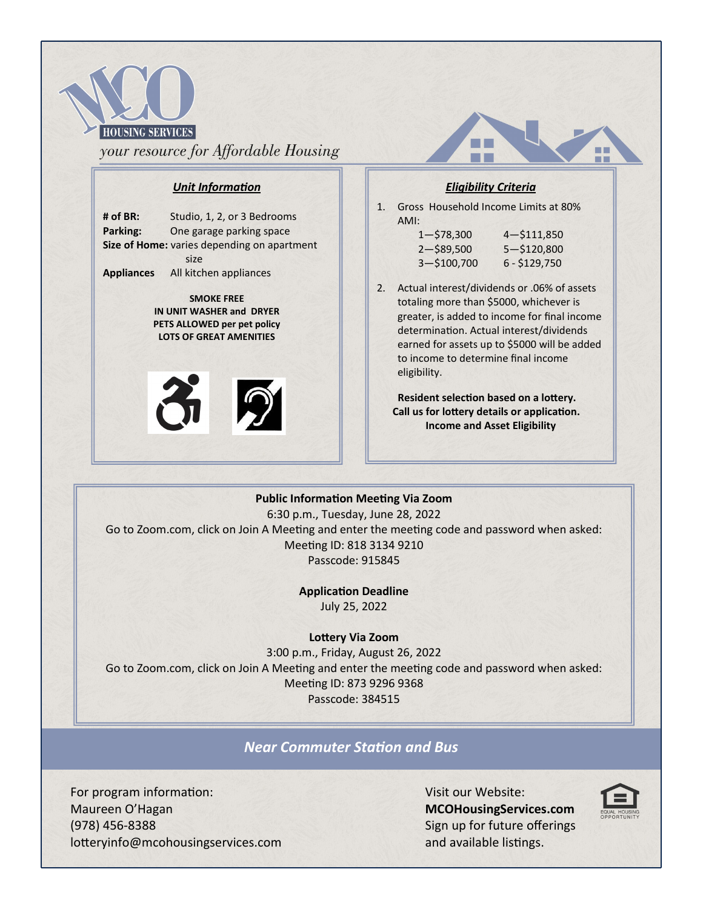MCO HOUSING SERVICES

*your resource for Affordable Housing*

## *Unit Information*

**# of BR:** Studio, 1, 2, or 3 Bedrooms
**Parking:** One garage parking space
**Size of Home:** varies depending on apartment size
**Appliances** All kitchen appliances

**SMOKE FREE**
**IN UNIT WASHER and DRYER**
**PETS ALLOWED per pet policy**
**LOTS OF GREAT AMENITIES**

## *Eligibility Criteria*

1. Gross Household Income Limits at 80% AMI:

| | |
|---|---|
| 1—$78,300 | 4—$111,850 |
| 2—$89,500 | 5—$120,800 |
| 3—$100,700 | 6 - $129,750 |

2. Actual interest/dividends or .06% of assets totaling more than $5000, whichever is greater, is added to income for final income determination. Actual interest/dividends earned for assets up to $5000 will be added to income to determine final income eligibility.

**Resident selection based on a lottery.**
**Call us for lottery details or application.**
**Income and Asset Eligibility**

**Public Information Meeting Via Zoom**
6:30 p.m., Tuesday, June 28, 2022
Go to Zoom.com, click on Join A Meeting and enter the meeting code and password when asked:
Meeting ID: 818 3134 9210
Passcode: 915845

**Application Deadline**
July 25, 2022

**Lottery Via Zoom**
3:00 p.m., Friday, August 26, 2022
Go to Zoom.com, click on Join A Meeting and enter the meeting code and password when asked:
Meeting ID: 873 9296 9368
Passcode: 384515

***Near Commuter Station and Bus***

For program information:
Maureen O'Hagan
(978) 456-8388
lotteryinfo@mcohousingservices.com

Visit our Website:
**MCOHousingServices.com**
Sign up for future offerings and available listings.

EQUAL HOUSING OPPORTUNITY